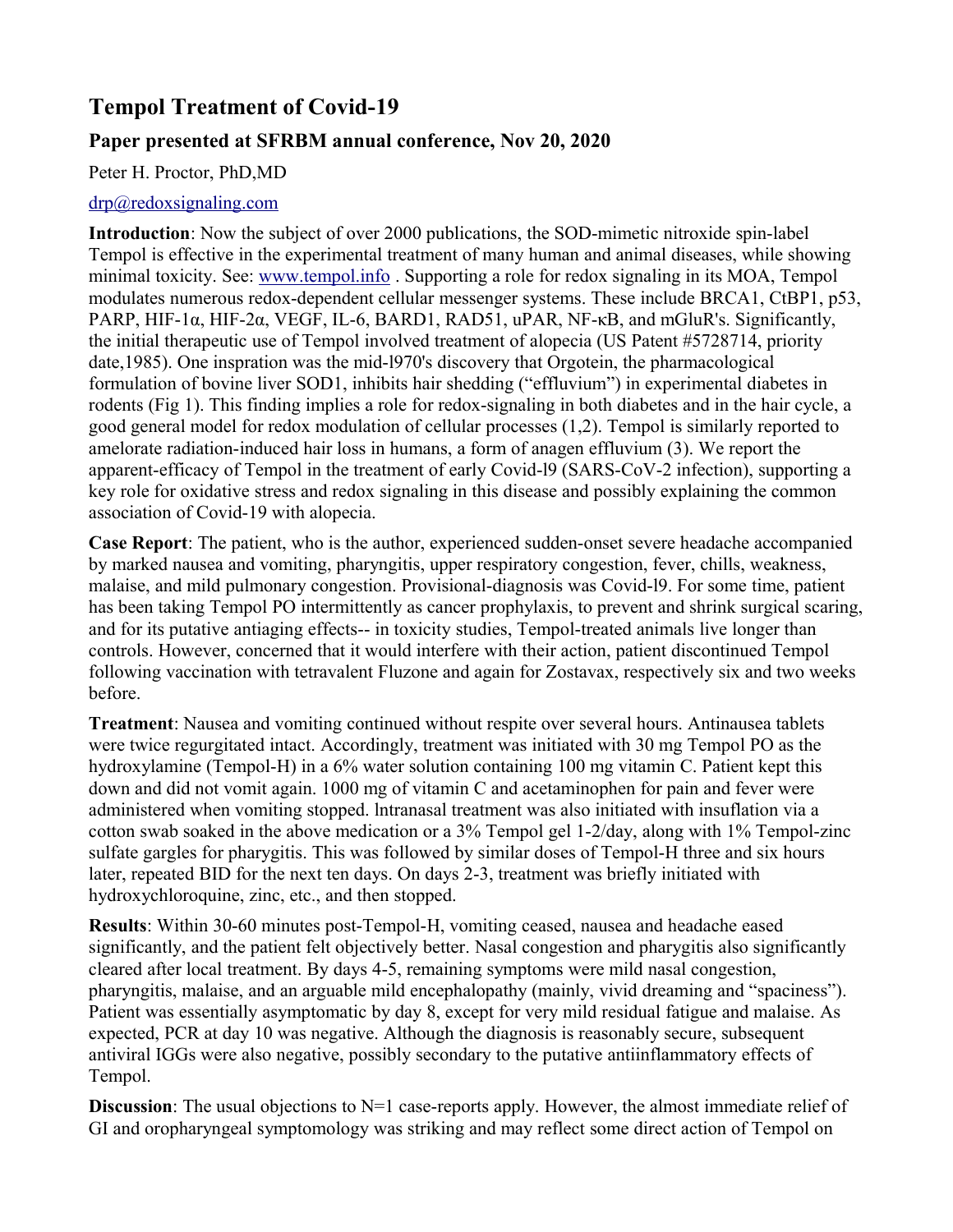# Tempol Treatment of Covid-19

## Paper presented at SFRBM annual conference, Nov 20, 2020

Peter H. Proctor, PhD,MD

drp@redoxsignaling.com

**Introduction**: Now the subject of over 2000 publications, the SOD-mimetic nitroxide spin-label Tempol is effective in the experimental treatment of many human and animal diseases, while showing minimal toxicity. See: www.tempol.info . Supporting a role for redox signaling in its MOA, Tempol modulates numerous redox-dependent cellular messenger systems. These include BRCA1, CtBP1, p53, PARP, HIF-1α, HIF-2α, VEGF, IL-6, BARD1, RAD51, uPAR, NF-κB, and mGluR's. Significantly, the initial therapeutic use of Tempol involved treatment of alopecia (US Patent #5728714, priority date,1985). One inspration was the mid-l970's discovery that Orgotein, the pharmacological formulation of bovine liver SOD1, inhibits hair shedding ("effluvium") in experimental diabetes in rodents (Fig 1). This finding implies a role for redox-signaling in both diabetes and in the hair cycle, a good general model for redox modulation of cellular processes (1,2). Tempol is similarly reported to amelorate radiation-induced hair loss in humans, a form of anagen effluvium (3). We report the apparent-efficacy of Tempol in the treatment of early Covid-l9 (SARS-CoV-2 infection), supporting a key role for oxidative stress and redox signaling in this disease and possibly explaining the common association of Covid-19 with alopecia.

**Case Report**: The patient, who is the author, experienced sudden-onset severe headache accompanied by marked nausea and vomiting, pharyngitis, upper respiratory congestion, fever, chills, weakness, malaise, and mild pulmonary congestion. Provisional-diagnosis was Covid-l9. For some time, patient has been taking Tempol PO intermittently as cancer prophylaxis, to prevent and shrink surgical scaring, and for its putative antiaging effects-- in toxicity studies, Tempol-treated animals live longer than controls. However, concerned that it would interfere with their action, patient discontinued Tempol following vaccination with tetravalent Fluzone and again for Zostavax, respectively six and two weeks before.

**Treatment**: Nausea and vomiting continued without respite over several hours. Antinausea tablets were twice regurgitated intact. Accordingly, treatment was initiated with 30 mg Tempol PO as the hydroxylamine (Tempol-H) in a 6% water solution containing 100 mg vitamin C. Patient kept this down and did not vomit again. 1000 mg of vitamin C and acetaminophen for pain and fever were administered when vomiting stopped. lntranasal treatment was also initiated with insuflation via a cotton swab soaked in the above medication or a 3% Tempol gel 1-2/day, along with 1% Tempol-zinc sulfate gargles for pharygitis. This was followed by similar doses of Tempol-H three and six hours later, repeated BID for the next ten days. On days 2-3, treatment was briefly initiated with hydroxychloroquine, zinc, etc., and then stopped.

**Results**: Within 30-60 minutes post-Tempol-H, vomiting ceased, nausea and headache eased significantly, and the patient felt objectively better. Nasal congestion and pharygitis also significantly cleared after local treatment. By days 4-5, remaining symptoms were mild nasal congestion, pharyngitis, malaise, and an arguable mild encephalopathy (mainly, vivid dreaming and "spaciness"). Patient was essentially asymptomatic by day 8, except for very mild residual fatigue and malaise. As expected, PCR at day 10 was negative. Although the diagnosis is reasonably secure, subsequent antiviral IGGs were also negative, possibly secondary to the putative antiinflammatory effects of Tempol.

**Discussion**: The usual objections to N=1 case-reports apply. However, the almost immediate relief of GI and oropharyngeal symptomology was striking and may reflect some direct action of Tempol on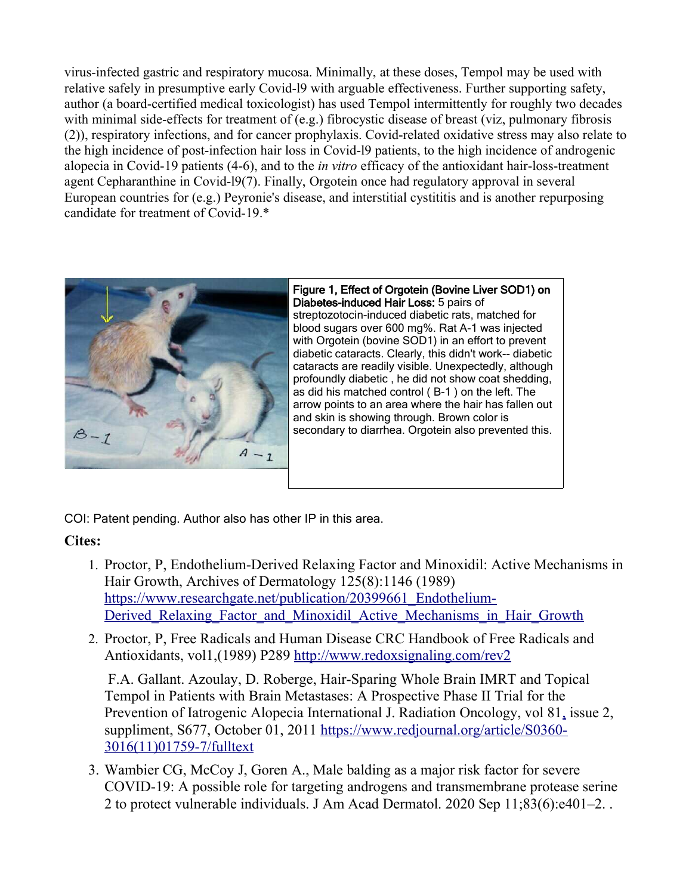virus-infected gastric and respiratory mucosa. Minimally, at these doses, Tempol may be used with relative safely in presumptive early Covid-l9 with arguable effectiveness. Further supporting safety, author (a board-certified medical toxicologist) has used Tempol intermittently for roughly two decades with minimal side-effects for treatment of (e.g.) fibrocystic disease of breast (viz, pulmonary fibrosis (2)), respiratory infections, and for cancer prophylaxis. Covid-related oxidative stress may also relate to the high incidence of post-infection hair loss in Covid-l9 patients, to the high incidence of androgenic alopecia in Covid-19 patients (4-6), and to the *in vitro* efficacy of the antioxidant hair-loss-treatment agent Cepharanthine in Covid-l9(7). Finally, Orgotein once had regulatory approval in several European countries for (e.g.) Peyronie's disease, and interstitial cystititis and is another repurposing candidate for treatment of Covid-19.*

**Figure 1, Effect of Orgotein (Bovine Liver SOD1) on Diabetes-induced Hair Loss:** 5 pairs of streptozotocin-induced diabetic rats, matched for blood sugars over 600 mg%. Rat A-1 was injected with Orgotein (bovine SOD1) in an effort to prevent diabetic cataracts. Clearly, this didn't work-- diabetic cataracts are readily visible. Unexpectedly, although profoundly diabetic , he did not show coat shedding, as did his matched control ( B-1 ) on the left. The arrow points to an area where the hair has fallen out and skin is showing through. Brown color is secondary to diarrhea. Orgotein also prevented this.

COI: Patent pending. Author also has other IP in this area.

**Cites:**

1. Proctor, P, Endothelium-Derived Relaxing Factor and Minoxidil: Active Mechanisms in Hair Growth, Archives of Dermatology 125(8):1146 (1989) https://www.researchgate.net/publication/20399661_Endothelium-Derived_Relaxing_Factor_and_Minoxidil_Active_Mechanisms_in_Hair_Growth
2. Proctor, P, Free Radicals and Human Disease CRC Handbook of Free Radicals and Antioxidants, vol1,(1989) P289 http://www.redoxsignaling.com/rev2

   F.A. Gallant. Azoulay, D. Roberge, Hair-Sparing Whole Brain IMRT and Topical Tempol in Patients with Brain Metastases: A Prospective Phase II Trial for the Prevention of Iatrogenic Alopecia International J. Radiation Oncology, vol 81, issue 2, suppliment, S677, October 01, 2011 https://www.redjournal.org/article/S0360-3016(11)01759-7/fulltext
3. Wambier CG, McCoy J, Goren A., Male balding as a major risk factor for severe COVID-19: A possible role for targeting androgens and transmembrane protease serine 2 to protect vulnerable individuals. J Am Acad Dermatol. 2020 Sep 11;83(6):e401–2. .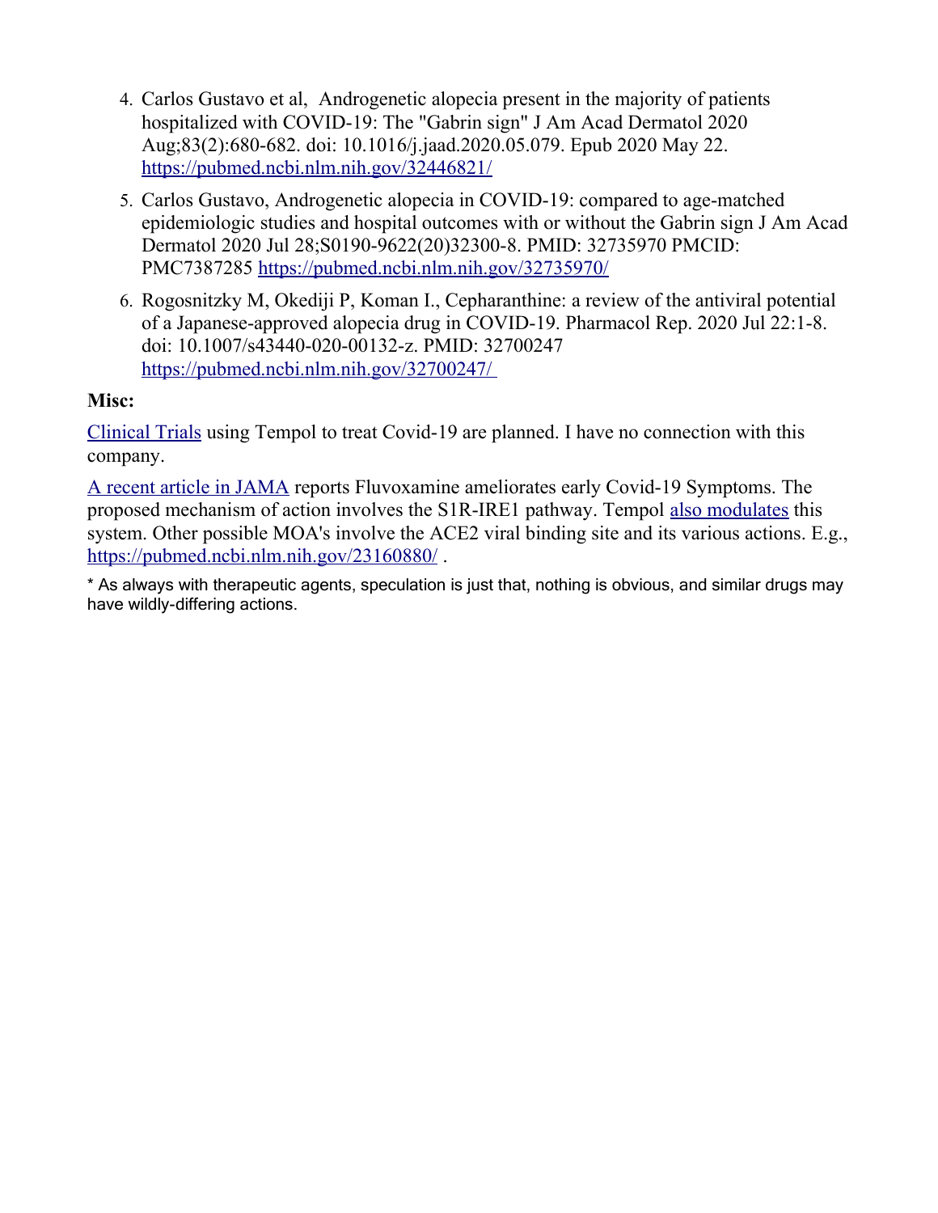4. Carlos Gustavo et al, Androgenetic alopecia present in the majority of patients hospitalized with COVID-19: The "Gabrin sign" J Am Acad Dermatol 2020 Aug;83(2):680-682. doi: 10.1016/j.jaad.2020.05.079. Epub 2020 May 22. https://pubmed.ncbi.nlm.nih.gov/32446821/
5. Carlos Gustavo, Androgenetic alopecia in COVID-19: compared to age-matched epidemiologic studies and hospital outcomes with or without the Gabrin sign J Am Acad Dermatol 2020 Jul 28;S0190-9622(20)32300-8. PMID: 32735970 PMCID: PMC7387285 https://pubmed.ncbi.nlm.nih.gov/32735970/
6. Rogosnitzky M, Okediji P, Koman I., Cepharanthine: a review of the antiviral potential of a Japanese-approved alopecia drug in COVID-19. Pharmacol Rep. 2020 Jul 22:1-8. doi: 10.1007/s43440-020-00132-z. PMID: 32700247 https://pubmed.ncbi.nlm.nih.gov/32700247/

**Misc:**

Clinical Trials using Tempol to treat Covid-19 are planned. I have no connection with this company.

A recent article in JAMA reports Fluvoxamine ameliorates early Covid-19 Symptoms. The proposed mechanism of action involves the S1R-IRE1 pathway. Tempol also modulates this system. Other possible MOA's involve the ACE2 viral binding site and its various actions. E.g., https://pubmed.ncbi.nlm.nih.gov/23160880/ .

* As always with therapeutic agents, speculation is just that, nothing is obvious, and similar drugs may have wildly-differing actions.